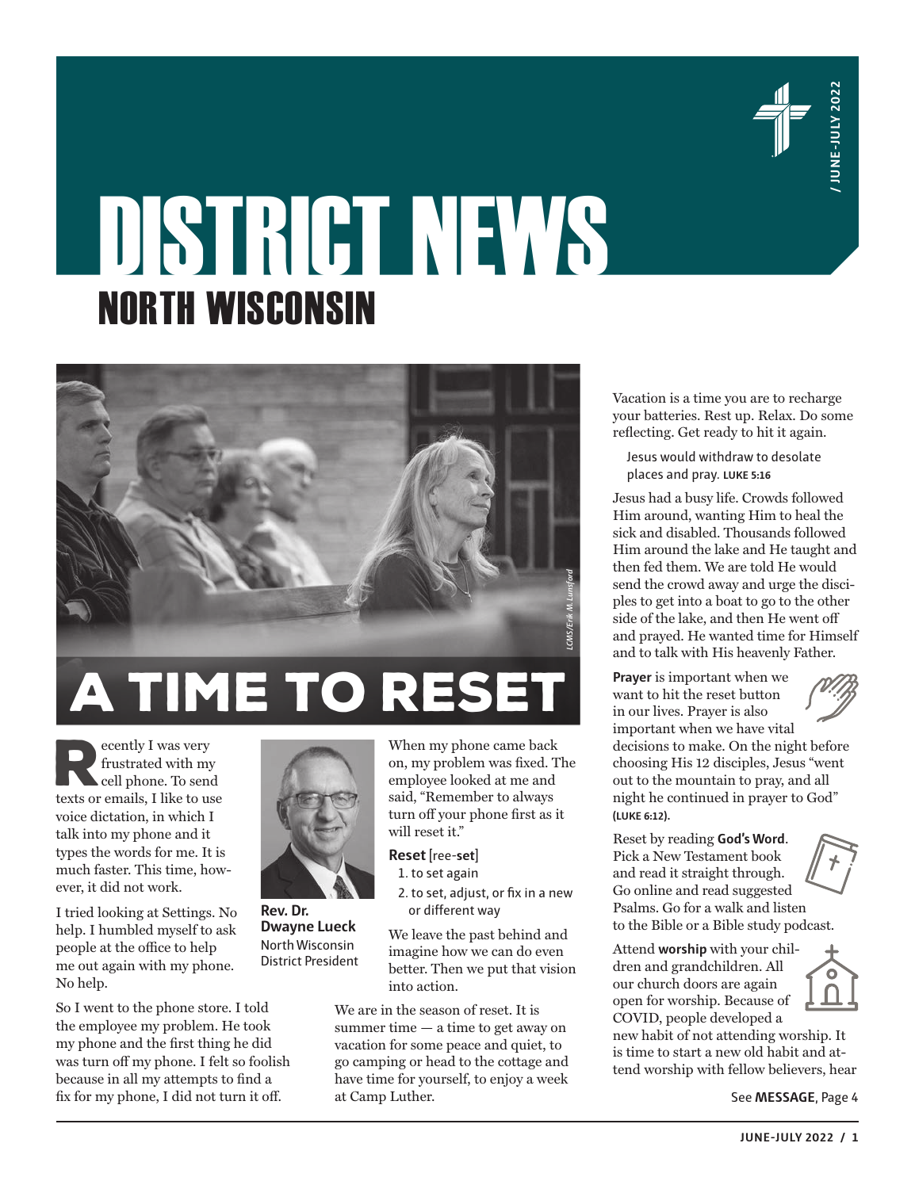# DISTRICT NEWS
## NORTH WISCONSIN

LCMS/Erik M. Lunsford

# A TIME TO RESET

Recently I was very frustrated with my cell phone. To send texts or emails, I like to use voice dictation, in which I talk into my phone and it types the words for me. It is much faster. This time, however, it did not work.

I tried looking at Settings. No help. I humbled myself to ask people at the office to help me out again with my phone. No help.

So I went to the phone store. I told the employee my problem. He took my phone and the first thing he did was turn off my phone. I felt so foolish because in all my attempts to find a fix for my phone, I did not turn it off.

**Rev. Dr. Dwayne Lueck**
North Wisconsin District President

When my phone came back on, my problem was fixed. The employee looked at me and said, "Remember to always turn off your phone first as it will reset it."

**Reset** [ree-**set**]
1. to set again
2. to set, adjust, or fix in a new or different way

We leave the past behind and imagine how we can do even better. Then we put that vision into action.

We are in the season of reset. It is summer time — a time to get away on vacation for some peace and quiet, to go camping or head to the cottage and have time for yourself, to enjoy a week at Camp Luther.

Vacation is a time you are to recharge your batteries. Rest up. Relax. Do some reflecting. Get ready to hit it again.

> Jesus would withdraw to desolate places and pray. **LUKE 5:16**

Jesus had a busy life. Crowds followed Him around, wanting Him to heal the sick and disabled. Thousands followed Him around the lake and He taught and then fed them. We are told He would send the crowd away and urge the disciples to get into a boat to go to the other side of the lake, and then He went off and prayed. He wanted time for Himself and to talk with His heavenly Father.

**Prayer** is important when we want to hit the reset button in our lives. Prayer is also important when we have vital decisions to make. On the night before choosing His 12 disciples, Jesus "went out to the mountain to pray, and all night he continued in prayer to God" **(LUKE 6:12)**.

Reset by reading **God's Word**. Pick a New Testament book and read it straight through. Go online and read suggested Psalms. Go for a walk and listen to the Bible or a Bible study podcast.

Attend **worship** with your children and grandchildren. All our church doors are again open for worship. Because of COVID, people developed a new habit of not attending worship. It is time to start a new old habit and attend worship with fellow believers, hear

See **MESSAGE**, Page 4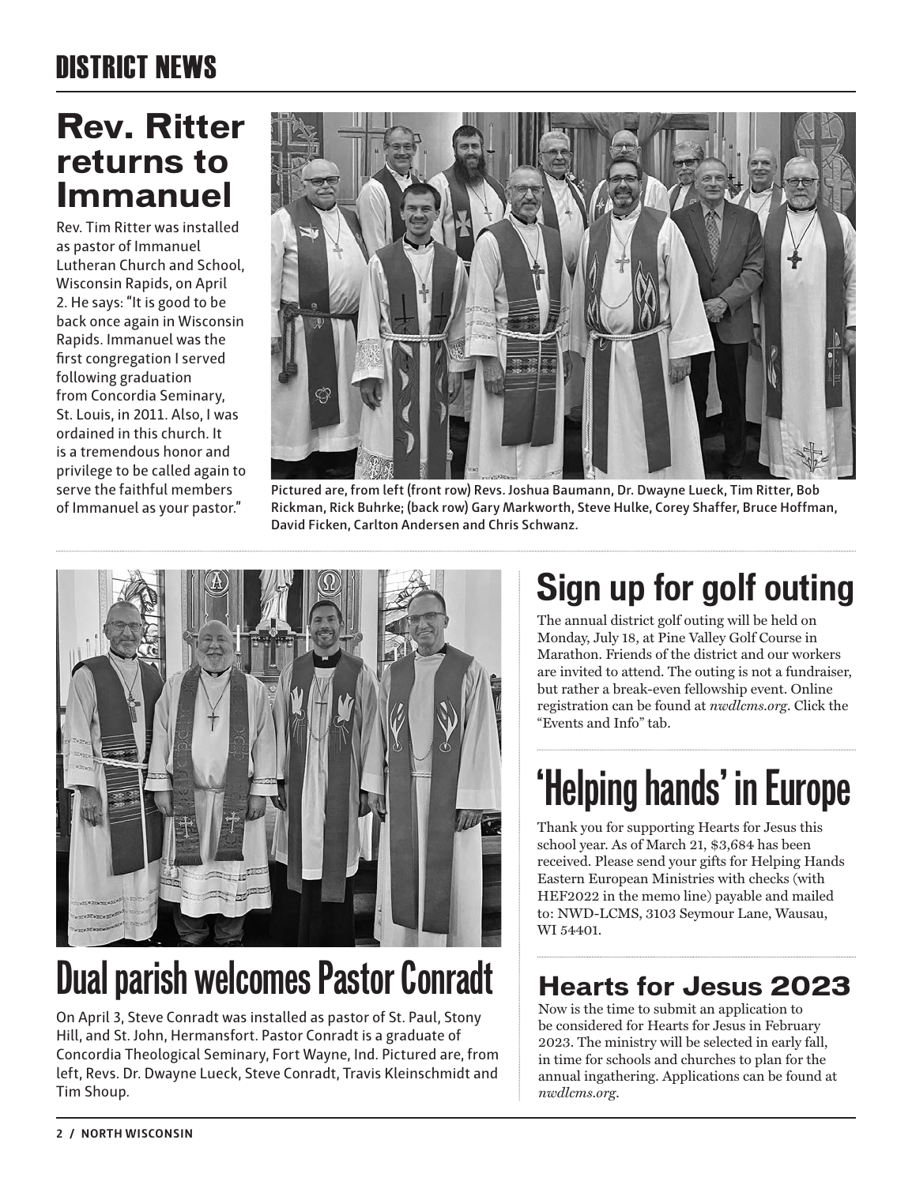# DISTRICT NEWS

## Rev. Ritter returns to Immanuel

Rev. Tim Ritter was installed as pastor of Immanuel Lutheran Church and School, Wisconsin Rapids, on April 2. He says: "It is good to be back once again in Wisconsin Rapids. Immanuel was the first congregation I served following graduation from Concordia Seminary, St. Louis, in 2011. Also, I was ordained in this church. It is a tremendous honor and privilege to be called again to serve the faithful members of Immanuel as your pastor."

Pictured are, from left (front row) Revs. Joshua Baumann, Dr. Dwayne Lueck, Tim Ritter, Bob Rickman, Rick Buhrke; (back row) Gary Markworth, Steve Hulke, Corey Shaffer, Bruce Hoffman, David Ficken, Carlton Andersen and Chris Schwanz.

## Dual parish welcomes Pastor Conradt

On April 3, Steve Conradt was installed as pastor of St. Paul, Stony Hill, and St. John, Hermansfort. Pastor Conradt is a graduate of Concordia Theological Seminary, Fort Wayne, Ind. Pictured are, from left, Revs. Dr. Dwayne Lueck, Steve Conradt, Travis Kleinschmidt and Tim Shoup.

## Sign up for golf outing

The annual district golf outing will be held on Monday, July 18, at Pine Valley Golf Course in Marathon. Friends of the district and our workers are invited to attend. The outing is not a fundraiser, but rather a break-even fellowship event. Online registration can be found at *nwdlcms.org*. Click the "Events and Info" tab.

## 'Helping hands' in Europe

Thank you for supporting Hearts for Jesus this school year. As of March 21, $3,684 has been received. Please send your gifts for Helping Hands Eastern European Ministries with checks (with HEF2022 in the memo line) payable and mailed to: NWD-LCMS, 3103 Seymour Lane, Wausau, WI 54401.

## Hearts for Jesus 2023

Now is the time to submit an application to be considered for Hearts for Jesus in February 2023. The ministry will be selected in early fall, in time for schools and churches to plan for the annual ingathering. Applications can be found at *nwdlcms.org*.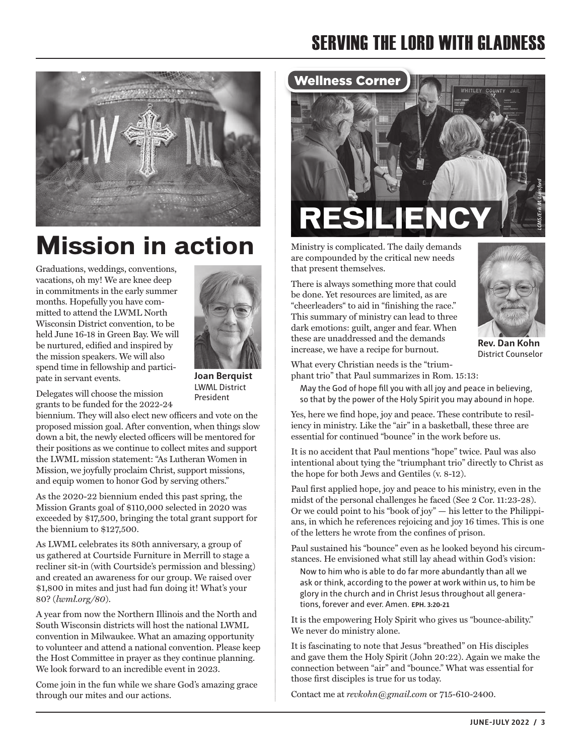# Mission in action

Graduations, weddings, conventions, vacations, oh my! We are knee deep in commitments in the early summer months. Hopefully you have committed to attend the LWML North Wisconsin District convention, to be held June 16-18 in Green Bay. We will be nurtured, edified and inspired by the mission speakers. We will also spend time in fellowship and participate in servant events.

**Joan Berquist**
LWML District President

Delegates will choose the mission grants to be funded for the 2022-24 biennium. They will also elect new officers and vote on the proposed mission goal. After convention, when things slow down a bit, the newly elected officers will be mentored for their positions as we continue to collect mites and support the LWML mission statement: "As Lutheran Women in Mission, we joyfully proclaim Christ, support missions, and equip women to honor God by serving others."

As the 2020-22 biennium ended this past spring, the Mission Grants goal of $110,000 selected in 2020 was exceeded by $17,500, bringing the total grant support for the biennium to $127,500.

As LWML celebrates its 80th anniversary, a group of us gathered at Courtside Furniture in Merrill to stage a recliner sit-in (with Courtside's permission and blessing) and created an awareness for our group. We raised over $1,800 in mites and just had fun doing it! What's your 80? (*lwml.org/80*).

A year from now the Northern Illinois and the North and South Wisconsin districts will host the national LWML convention in Milwaukee. What an amazing opportunity to volunteer and attend a national convention. Please keep the Host Committee in prayer as they continue planning. We look forward to an incredible event in 2023.

Come join in the fun while we share God's amazing grace through our mites and our actions.

## Wellness Corner

# RESILIENCY

*LCMS/Erik M. Lunsford*

Ministry is complicated. The daily demands are compounded by the critical new needs that present themselves.

There is always something more that could be done. Yet resources are limited, as are "cheerleaders" to aid in "finishing the race." This summary of ministry can lead to three dark emotions: guilt, anger and fear. When these are unaddressed and the demands increase, we have a recipe for burnout.

**Rev. Dan Kohn**
District Counselor

What every Christian needs is the "triumphant trio" that Paul summarizes in Rom. 15:13:

> May the God of hope fill you with all joy and peace in believing, so that by the power of the Holy Spirit you may abound in hope.

Yes, here we find hope, joy and peace. These contribute to resiliency in ministry. Like the "air" in a basketball, these three are essential for continued "bounce" in the work before us.

It is no accident that Paul mentions "hope" twice. Paul was also intentional about tying the "triumphant trio" directly to Christ as the hope for both Jews and Gentiles (v. 8-12).

Paul first applied hope, joy and peace to his ministry, even in the midst of the personal challenges he faced (See 2 Cor. 11:23-28). Or we could point to his "book of joy" — his letter to the Philippians, in which he references rejoicing and joy 16 times. This is one of the letters he wrote from the confines of prison.

Paul sustained his "bounce" even as he looked beyond his circumstances. He envisioned what still lay ahead within God's vision:

> Now to him who is able to do far more abundantly than all we ask or think, according to the power at work within us, to him be glory in the church and in Christ Jesus throughout all generations, forever and ever. Amen. **EPH. 3:20-21**

It is the empowering Holy Spirit who gives us "bounce-ability." We never do ministry alone.

It is fascinating to note that Jesus "breathed" on His disciples and gave them the Holy Spirit (John 20:22). Again we make the connection between "air" and "bounce." What was essential for those first disciples is true for us today.

Contact me at *revkohn@gmail.com* or 715-610-2400.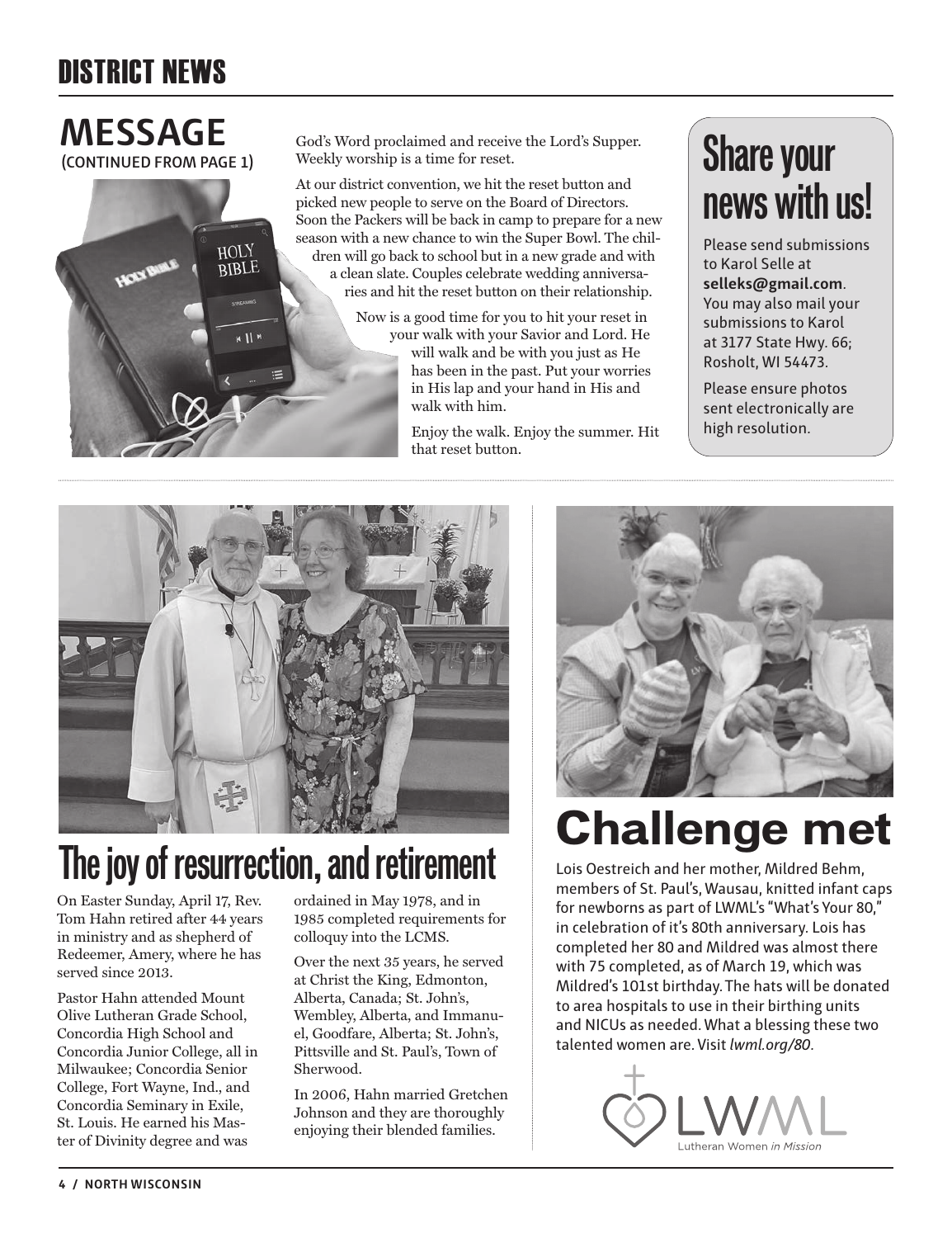# DISTRICT NEWS

## MESSAGE
(CONTINUED FROM PAGE 1)

God's Word proclaimed and receive the Lord's Supper. Weekly worship is a time for reset.

At our district convention, we hit the reset button and picked new people to serve on the Board of Directors. Soon the Packers will be back in camp to prepare for a new season with a new chance to win the Super Bowl. The children will go back to school but in a new grade and with a clean slate. Couples celebrate wedding anniversaries and hit the reset button on their relationship.

Now is a good time for you to hit your reset in your walk with your Savior and Lord. He will walk and be with you just as He has been in the past. Put your worries in His lap and your hand in His and walk with him.

Enjoy the walk. Enjoy the summer. Hit that reset button.

## Share your news with us!

Please send submissions to Karol Selle at **selleks@gmail.com**. You may also mail your submissions to Karol at 3177 State Hwy. 66; Rosholt, WI 54473.

Please ensure photos sent electronically are high resolution.

## The joy of resurrection, and retirement

On Easter Sunday, April 17, Rev. Tom Hahn retired after 44 years in ministry and as shepherd of Redeemer, Amery, where he has served since 2013.

Pastor Hahn attended Mount Olive Lutheran Grade School, Concordia High School and Concordia Junior College, all in Milwaukee; Concordia Senior College, Fort Wayne, Ind., and Concordia Seminary in Exile, St. Louis. He earned his Master of Divinity degree and was ordained in May 1978, and in 1985 completed requirements for colloquy into the LCMS.

Over the next 35 years, he served at Christ the King, Edmonton, Alberta, Canada; St. John's, Wembley, Alberta, and Immanuel, Goodfare, Alberta; St. John's, Pittsville and St. Paul's, Town of Sherwood.

In 2006, Hahn married Gretchen Johnson and they are thoroughly enjoying their blended families.

## Challenge met

Lois Oestreich and her mother, Mildred Behm, members of St. Paul's, Wausau, knitted infant caps for newborns as part of LWML's "What's Your 80," in celebration of it's 80th anniversary. Lois has completed her 80 and Mildred was almost there with 75 completed, as of March 19, which was Mildred's 101st birthday. The hats will be donated to area hospitals to use in their birthing units and NICUs as needed. What a blessing these two talented women are. Visit *lwml.org/80*.

LWML
Lutheran Women *in Mission*